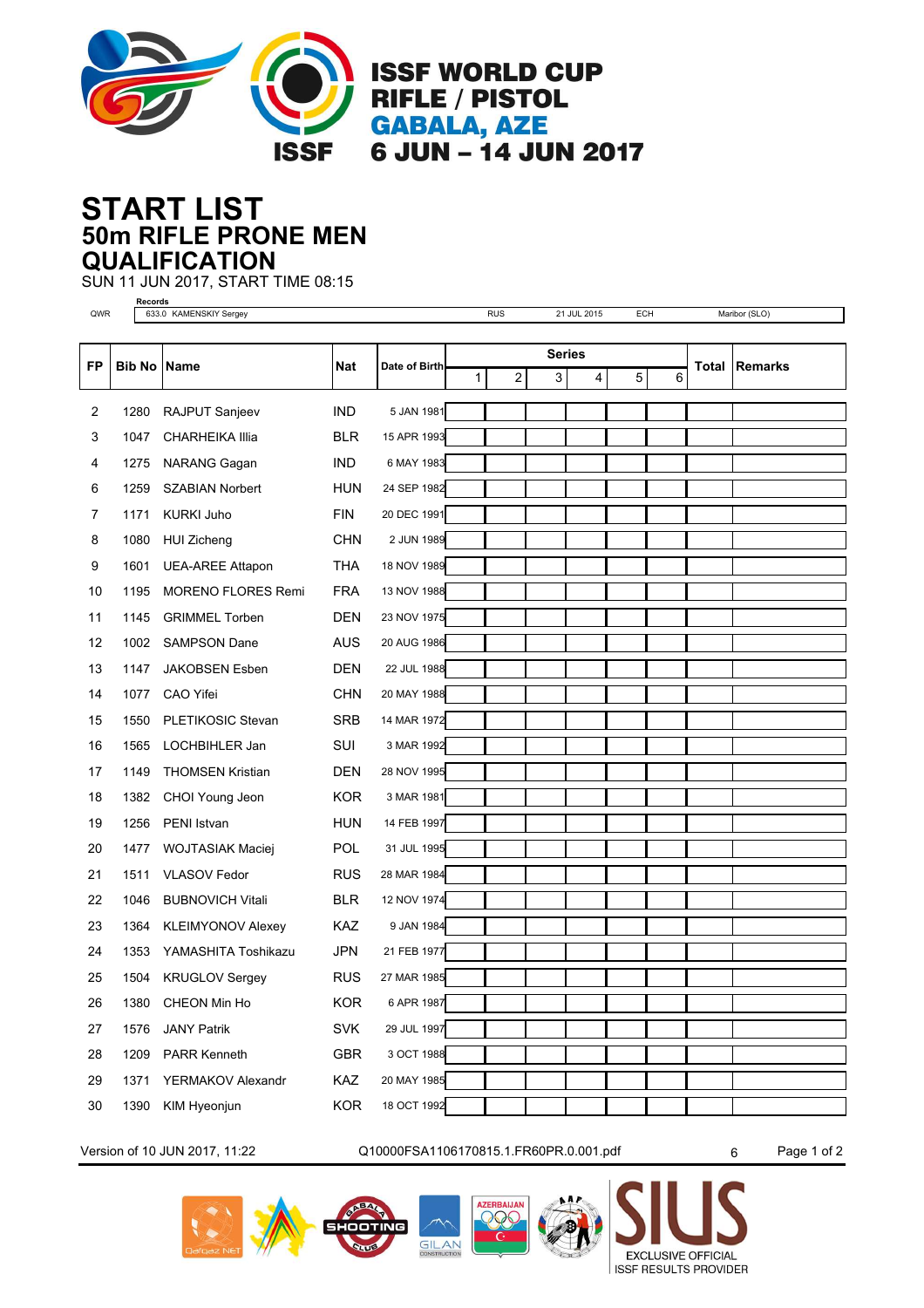# ISSF WORLD CUP
## RIFLE / PISTOL
## GABALA, AZE
## 6 JUN – 14 JUN 2017

# START LIST
## 50m RIFLE PRONE MEN
## QUALIFICATION

SUN 11 JUN 2017, START TIME 08:15

| | Records | | | | |
|---|---|---|---|---|---|
| QWR | 633.0 KAMENSKIY Sergey | RUS | 21 JUL 2015 | ECH | Maribor (SLO) |

| FP | Bib No | Name | Nat | Date of Birth | Series | | | | | | Total | Remarks |
|---|---|---|---|---|---|---|---|---|---|---|---|---|
| | | | | | 1 | 2 | 3 | 4 | 5 | 6 | | |
| 2 | 1280 | RAJPUT Sanjeev | IND | 5 JAN 1981 | | | | | | | | |
| 3 | 1047 | CHARHEIKA Illia | BLR | 15 APR 1993 | | | | | | | | |
| 4 | 1275 | NARANG Gagan | IND | 6 MAY 1983 | | | | | | | | |
| 6 | 1259 | SZABIAN Norbert | HUN | 24 SEP 1982 | | | | | | | | |
| 7 | 1171 | KURKI Juho | FIN | 20 DEC 1991 | | | | | | | | |
| 8 | 1080 | HUI Zicheng | CHN | 2 JUN 1989 | | | | | | | | |
| 9 | 1601 | UEA-AREE Attapon | THA | 18 NOV 1989 | | | | | | | | |
| 10 | 1195 | MORENO FLORES Remi | FRA | 13 NOV 1988 | | | | | | | | |
| 11 | 1145 | GRIMMEL Torben | DEN | 23 NOV 1975 | | | | | | | | |
| 12 | 1002 | SAMPSON Dane | AUS | 20 AUG 1986 | | | | | | | | |
| 13 | 1147 | JAKOBSEN Esben | DEN | 22 JUL 1988 | | | | | | | | |
| 14 | 1077 | CAO Yifei | CHN | 20 MAY 1988 | | | | | | | | |
| 15 | 1550 | PLETIKOSIC Stevan | SRB | 14 MAR 1972 | | | | | | | | |
| 16 | 1565 | LOCHBIHLER Jan | SUI | 3 MAR 1992 | | | | | | | | |
| 17 | 1149 | THOMSEN Kristian | DEN | 28 NOV 1995 | | | | | | | | |
| 18 | 1382 | CHOI Young Jeon | KOR | 3 MAR 1981 | | | | | | | | |
| 19 | 1256 | PENI Istvan | HUN | 14 FEB 1997 | | | | | | | | |
| 20 | 1477 | WOJTASIAK Maciej | POL | 31 JUL 1995 | | | | | | | | |
| 21 | 1511 | VLASOV Fedor | RUS | 28 MAR 1984 | | | | | | | | |
| 22 | 1046 | BUBNOVICH Vitali | BLR | 12 NOV 1974 | | | | | | | | |
| 23 | 1364 | KLEIMYONOV Alexey | KAZ | 9 JAN 1984 | | | | | | | | |
| 24 | 1353 | YAMASHITA Toshikazu | JPN | 21 FEB 1977 | | | | | | | | |
| 25 | 1504 | KRUGLOV Sergey | RUS | 27 MAR 1985 | | | | | | | | |
| 26 | 1380 | CHEON Min Ho | KOR | 6 APR 1987 | | | | | | | | |
| 27 | 1576 | JANY Patrik | SVK | 29 JUL 1997 | | | | | | | | |
| 28 | 1209 | PARR Kenneth | GBR | 3 OCT 1988 | | | | | | | | |
| 29 | 1371 | YERMAKOV Alexandr | KAZ | 20 MAY 1985 | | | | | | | | |
| 30 | 1390 | KIM Hyeonjun | KOR | 18 OCT 1992 | | | | | | | | |

Version of 10 JUN 2017, 11:22 Q10000FSA1106170815.1.FR60PR.0.001.pdf 6

EXCLUSIVE OFFICIAL ISSF RESULTS PROVIDER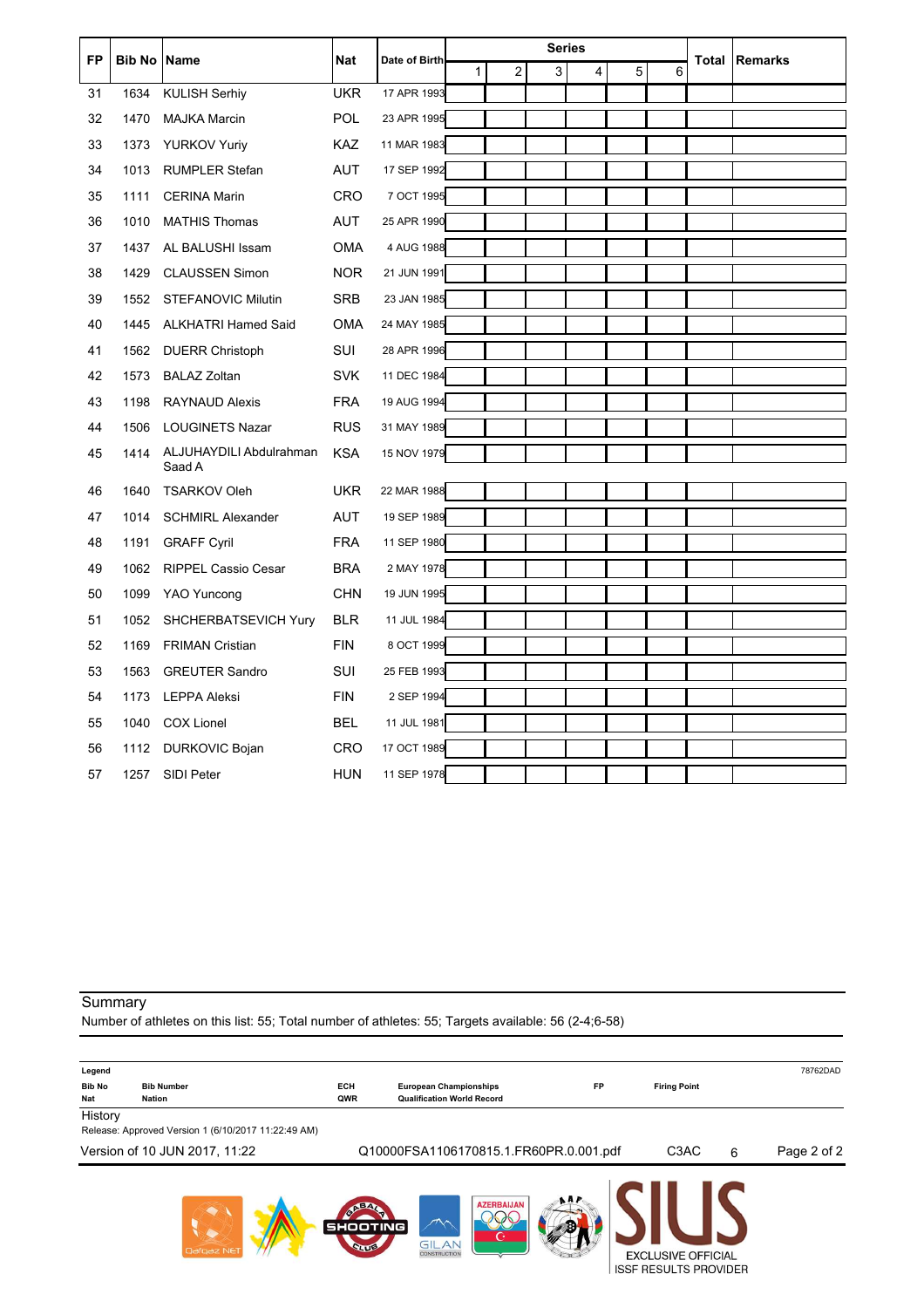| FP | Bib No | Name | Nat | Date of Birth | Series | | | | | | Total | Remarks |
|---|---|---|---|---|---|---|---|---|---|---|---|---|
| | | | | | 1 | 2 | 3 | 4 | 5 | 6 | | |
| 31 | 1634 | KULISH Serhiy | UKR | 17 APR 1993 | | | | | | | | |
| 32 | 1470 | MAJKA Marcin | POL | 23 APR 1995 | | | | | | | | |
| 33 | 1373 | YURKOV Yuriy | KAZ | 11 MAR 1983 | | | | | | | | |
| 34 | 1013 | RUMPLER Stefan | AUT | 17 SEP 1992 | | | | | | | | |
| 35 | 1111 | CERINA Marin | CRO | 7 OCT 1995 | | | | | | | | |
| 36 | 1010 | MATHIS Thomas | AUT | 25 APR 1990 | | | | | | | | |
| 37 | 1437 | AL BALUSHI Issam | OMA | 4 AUG 1988 | | | | | | | | |
| 38 | 1429 | CLAUSSEN Simon | NOR | 21 JUN 1991 | | | | | | | | |
| 39 | 1552 | STEFANOVIC Milutin | SRB | 23 JAN 1985 | | | | | | | | |
| 40 | 1445 | ALKHATRI Hamed Said | OMA | 24 MAY 1985 | | | | | | | | |
| 41 | 1562 | DUERR Christoph | SUI | 28 APR 1996 | | | | | | | | |
| 42 | 1573 | BALAZ Zoltan | SVK | 11 DEC 1984 | | | | | | | | |
| 43 | 1198 | RAYNAUD Alexis | FRA | 19 AUG 1994 | | | | | | | | |
| 44 | 1506 | LOUGINETS Nazar | RUS | 31 MAY 1989 | | | | | | | | |
| 45 | 1414 | ALJUHAYDILI Abdulrahman Saad A | KSA | 15 NOV 1979 | | | | | | | | |
| 46 | 1640 | TSARKOV Oleh | UKR | 22 MAR 1988 | | | | | | | | |
| 47 | 1014 | SCHMIRL Alexander | AUT | 19 SEP 1989 | | | | | | | | |
| 48 | 1191 | GRAFF Cyril | FRA | 11 SEP 1980 | | | | | | | | |
| 49 | 1062 | RIPPEL Cassio Cesar | BRA | 2 MAY 1978 | | | | | | | | |
| 50 | 1099 | YAO Yuncong | CHN | 19 JUN 1995 | | | | | | | | |
| 51 | 1052 | SHCHERBATSEVICH Yury | BLR | 11 JUL 1984 | | | | | | | | |
| 52 | 1169 | FRIMAN Cristian | FIN | 8 OCT 1999 | | | | | | | | |
| 53 | 1563 | GREUTER Sandro | SUI | 25 FEB 1993 | | | | | | | | |
| 54 | 1173 | LEPPA Aleksi | FIN | 2 SEP 1994 | | | | | | | | |
| 55 | 1040 | COX Lionel | BEL | 11 JUL 1981 | | | | | | | | |
| 56 | 1112 | DURKOVIC Bojan | CRO | 17 OCT 1989 | | | | | | | | |
| 57 | 1257 | SIDI Peter | HUN | 11 SEP 1978 | | | | | | | | |

Summary

Number of athletes on this list: 55; Total number of athletes: 55; Targets available: 56 (2-4;6-58)

**Legend**

| | | | | | |
|---|---|---|---|---|---|
| **Bib No** | **Bib Number** | **ECH** | **European Championships** | **FP** | **Firing Point** |
| **Nat** | **Nation** | **QWR** | **Qualification World Record** | | |

78762DAD

History

Release: Approved Version 1 (6/10/2017 11:22:49 AM)

Version of 10 JUN 2017, 11:22 Q10000FSA1106170815.1.FR60PR.0.001.pdf C3AC 6

EXCLUSIVE OFFICIAL ISSF RESULTS PROVIDER